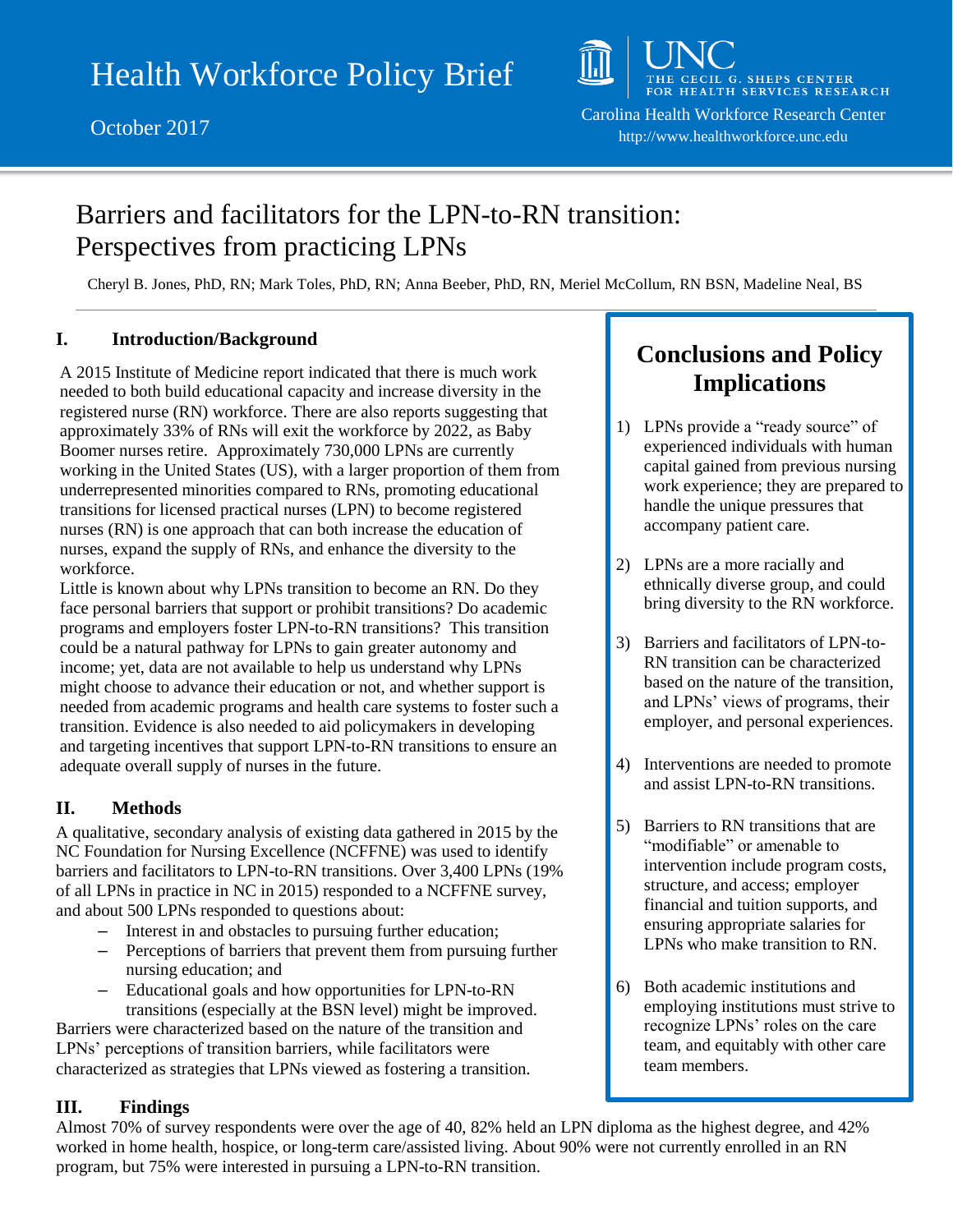Health Workforce Policy Brief

October 2017

UNC THE CECIL G. SHEPS CENTER FOR HEALTH SERVICES RESEARCH

Carolina Health Workforce Research Center
http://www.healthworkforce.unc.edu

# Barriers and facilitators for the LPN-to-RN transition: Perspectives from practicing LPNs

Cheryl B. Jones, PhD, RN; Mark Toles, PhD, RN; Anna Beeber, PhD, RN, Meriel McCollum, RN BSN, Madeline Neal, BS

## I. Introduction/Background

A 2015 Institute of Medicine report indicated that there is much work needed to both build educational capacity and increase diversity in the registered nurse (RN) workforce. There are also reports suggesting that approximately 33% of RNs will exit the workforce by 2022, as Baby Boomer nurses retire. Approximately 730,000 LPNs are currently working in the United States (US), with a larger proportion of them from underrepresented minorities compared to RNs, promoting educational transitions for licensed practical nurses (LPN) to become registered nurses (RN) is one approach that can both increase the education of nurses, expand the supply of RNs, and enhance the diversity to the workforce.

Little is known about why LPNs transition to become an RN. Do they face personal barriers that support or prohibit transitions? Do academic programs and employers foster LPN-to-RN transitions? This transition could be a natural pathway for LPNs to gain greater autonomy and income; yet, data are not available to help us understand why LPNs might choose to advance their education or not, and whether support is needed from academic programs and health care systems to foster such a transition. Evidence is also needed to aid policymakers in developing and targeting incentives that support LPN-to-RN transitions to ensure an adequate overall supply of nurses in the future.

## II. Methods

A qualitative, secondary analysis of existing data gathered in 2015 by the NC Foundation for Nursing Excellence (NCFFNE) was used to identify barriers and facilitators to LPN-to-RN transitions. Over 3,400 LPNs (19% of all LPNs in practice in NC in 2015) responded to a NCFFNE survey, and about 500 LPNs responded to questions about:

- Interest in and obstacles to pursuing further education;
- Perceptions of barriers that prevent them from pursuing further nursing education; and
- Educational goals and how opportunities for LPN-to-RN transitions (especially at the BSN level) might be improved.

Barriers were characterized based on the nature of the transition and LPNs' perceptions of transition barriers, while facilitators were characterized as strategies that LPNs viewed as fostering a transition.

## Conclusions and Policy Implications

1) LPNs provide a "ready source" of experienced individuals with human capital gained from previous nursing work experience; they are prepared to handle the unique pressures that accompany patient care.
2) LPNs are a more racially and ethnically diverse group, and could bring diversity to the RN workforce.
3) Barriers and facilitators of LPN-to-RN transition can be characterized based on the nature of the transition, and LPNs' views of programs, their employer, and personal experiences.
4) Interventions are needed to promote and assist LPN-to-RN transitions.
5) Barriers to RN transitions that are "modifiable" or amenable to intervention include program costs, structure, and access; employer financial and tuition supports, and ensuring appropriate salaries for LPNs who make transition to RN.
6) Both academic institutions and employing institutions must strive to recognize LPNs' roles on the care team, and equitably with other care team members.

## III. Findings

Almost 70% of survey respondents were over the age of 40, 82% held an LPN diploma as the highest degree, and 42% worked in home health, hospice, or long-term care/assisted living. About 90% were not currently enrolled in an RN program, but 75% were interested in pursuing a LPN-to-RN transition.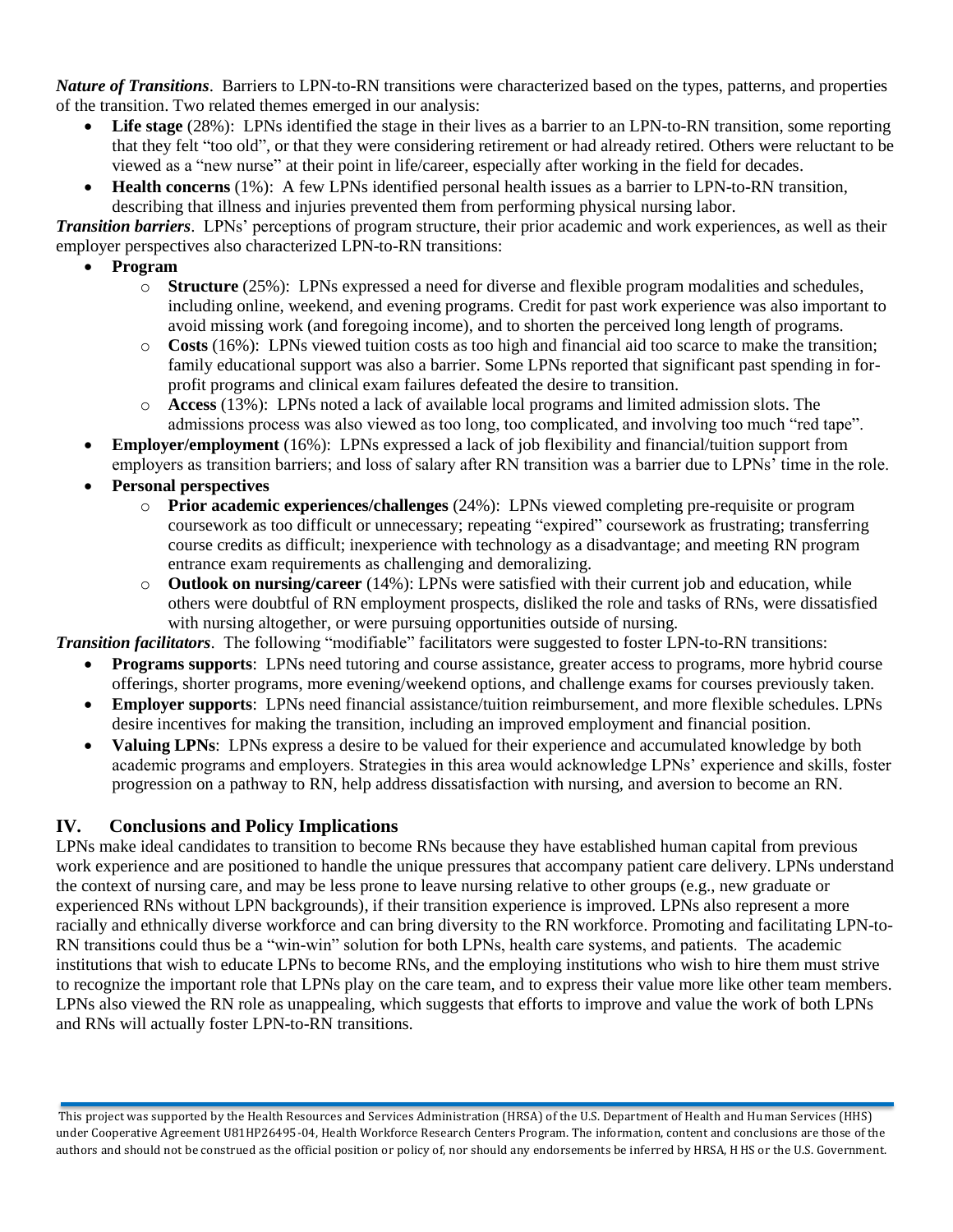***Nature of Transitions***. Barriers to LPN-to-RN transitions were characterized based on the types, patterns, and properties of the transition. Two related themes emerged in our analysis:

- **Life stage** (28%): LPNs identified the stage in their lives as a barrier to an LPN-to-RN transition, some reporting that they felt "too old", or that they were considering retirement or had already retired. Others were reluctant to be viewed as a "new nurse" at their point in life/career, especially after working in the field for decades.
- **Health concerns** (1%): A few LPNs identified personal health issues as a barrier to LPN-to-RN transition, describing that illness and injuries prevented them from performing physical nursing labor.

***Transition barriers***. LPNs' perceptions of program structure, their prior academic and work experiences, as well as their employer perspectives also characterized LPN-to-RN transitions:

- **Program**
  - **Structure** (25%): LPNs expressed a need for diverse and flexible program modalities and schedules, including online, weekend, and evening programs. Credit for past work experience was also important to avoid missing work (and foregoing income), and to shorten the perceived long length of programs.
  - **Costs** (16%): LPNs viewed tuition costs as too high and financial aid too scarce to make the transition; family educational support was also a barrier. Some LPNs reported that significant past spending in for-profit programs and clinical exam failures defeated the desire to transition.
  - **Access** (13%): LPNs noted a lack of available local programs and limited admission slots. The admissions process was also viewed as too long, too complicated, and involving too much "red tape".
- **Employer/employment** (16%): LPNs expressed a lack of job flexibility and financial/tuition support from employers as transition barriers; and loss of salary after RN transition was a barrier due to LPNs' time in the role.
- **Personal perspectives**
  - **Prior academic experiences/challenges** (24%): LPNs viewed completing pre-requisite or program coursework as too difficult or unnecessary; repeating "expired" coursework as frustrating; transferring course credits as difficult; inexperience with technology as a disadvantage; and meeting RN program entrance exam requirements as challenging and demoralizing.
  - **Outlook on nursing/career** (14%): LPNs were satisfied with their current job and education, while others were doubtful of RN employment prospects, disliked the role and tasks of RNs, were dissatisfied with nursing altogether, or were pursuing opportunities outside of nursing.

***Transition facilitators***. The following "modifiable" facilitators were suggested to foster LPN-to-RN transitions:

- **Programs supports**: LPNs need tutoring and course assistance, greater access to programs, more hybrid course offerings, shorter programs, more evening/weekend options, and challenge exams for courses previously taken.
- **Employer supports**: LPNs need financial assistance/tuition reimbursement, and more flexible schedules. LPNs desire incentives for making the transition, including an improved employment and financial position.
- **Valuing LPNs**: LPNs express a desire to be valued for their experience and accumulated knowledge by both academic programs and employers. Strategies in this area would acknowledge LPNs' experience and skills, foster progression on a pathway to RN, help address dissatisfaction with nursing, and aversion to become an RN.

## IV. Conclusions and Policy Implications

LPNs make ideal candidates to transition to become RNs because they have established human capital from previous work experience and are positioned to handle the unique pressures that accompany patient care delivery. LPNs understand the context of nursing care, and may be less prone to leave nursing relative to other groups (e.g., new graduate or experienced RNs without LPN backgrounds), if their transition experience is improved. LPNs also represent a more racially and ethnically diverse workforce and can bring diversity to the RN workforce. Promoting and facilitating LPN-to-RN transitions could thus be a "win-win" solution for both LPNs, health care systems, and patients. The academic institutions that wish to educate LPNs to become RNs, and the employing institutions who wish to hire them must strive to recognize the important role that LPNs play on the care team, and to express their value more like other team members. LPNs also viewed the RN role as unappealing, which suggests that efforts to improve and value the work of both LPNs and RNs will actually foster LPN-to-RN transitions.

This project was supported by the Health Resources and Services Administration (HRSA) of the U.S. Department of Health and Human Services (HHS) under Cooperative Agreement U81HP26495-04, Health Workforce Research Centers Program. The information, content and conclusions are those of the authors and should not be construed as the official position or policy of, nor should any endorsements be inferred by HRSA, HHS or the U.S. Government.